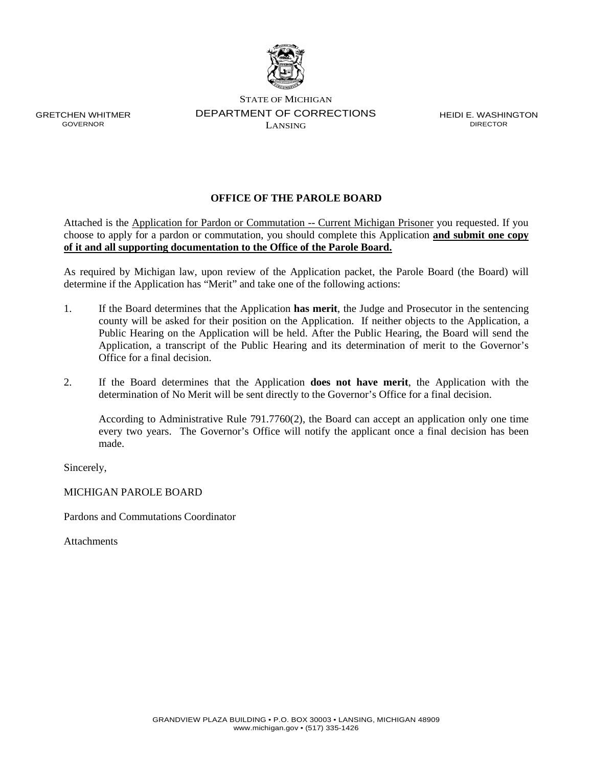STATE OF MICHIGAN
DEPARTMENT OF CORRECTIONS
LANSING

GRETCHEN WHITMER
GOVERNOR

HEIDI E. WASHINGTON
DIRECTOR

**OFFICE OF THE PAROLE BOARD**

Attached is the Application for Pardon or Commutation -- Current Michigan Prisoner you requested. If you choose to apply for a pardon or commutation, you should complete this Application **and submit one copy of it and all supporting documentation to the Office of the Parole Board.**

As required by Michigan law, upon review of the Application packet, the Parole Board (the Board) will determine if the Application has "Merit" and take one of the following actions:

1. If the Board determines that the Application **has merit**, the Judge and Prosecutor in the sentencing county will be asked for their position on the Application. If neither objects to the Application, a Public Hearing on the Application will be held. After the Public Hearing, the Board will send the Application, a transcript of the Public Hearing and its determination of merit to the Governor's Office for a final decision.

2. If the Board determines that the Application **does not have merit**, the Application with the determination of No Merit will be sent directly to the Governor's Office for a final decision.

   According to Administrative Rule 791.7760(2), the Board can accept an application only one time every two years. The Governor's Office will notify the applicant once a final decision has been made.

Sincerely,

MICHIGAN PAROLE BOARD

Pardons and Commutations Coordinator

Attachments

GRANDVIEW PLAZA BUILDING • P.O. BOX 30003 • LANSING, MICHIGAN 48909
www.michigan.gov • (517) 335-1426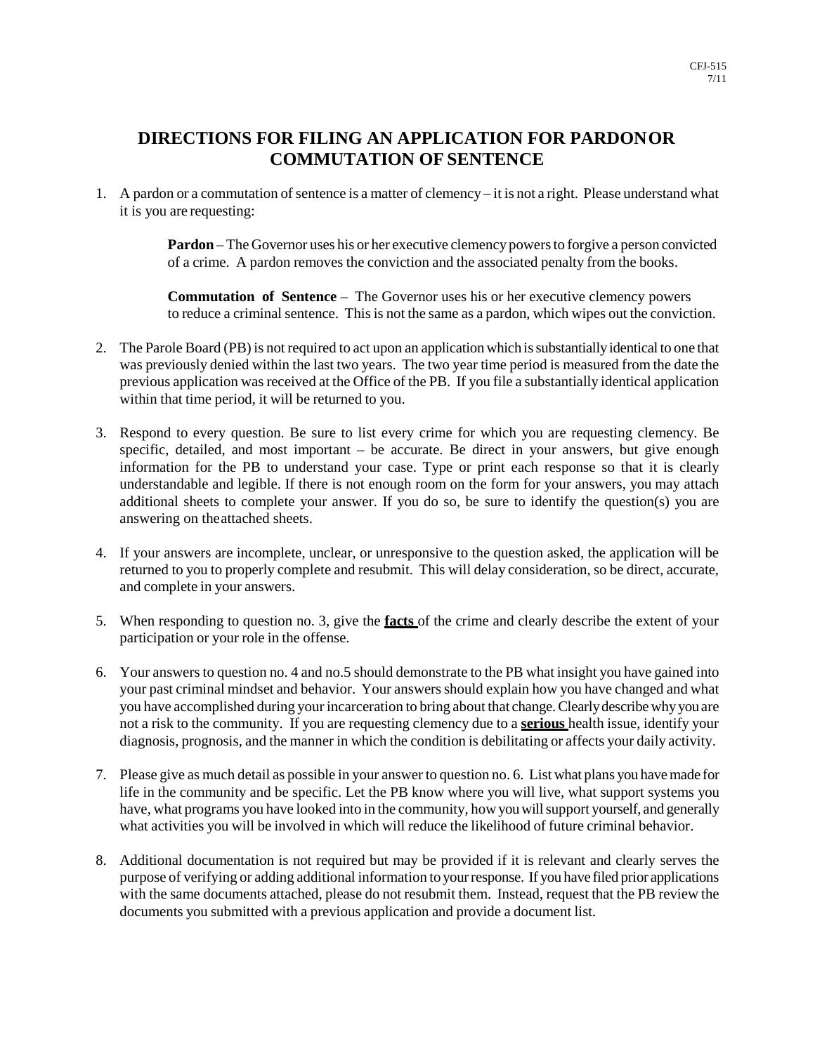# DIRECTIONS FOR FILING AN APPLICATION FOR PARDON OR COMMUTATION OF SENTENCE

1. A pardon or a commutation of sentence is a matter of clemency – it is not a right. Please understand what it is you are requesting:

   **Pardon** – The Governor uses his or her executive clemency powers to forgive a person convicted of a crime. A pardon removes the conviction and the associated penalty from the books.

   **Commutation of Sentence** – The Governor uses his or her executive clemency powers to reduce a criminal sentence. This is not the same as a pardon, which wipes out the conviction.

2. The Parole Board (PB) is not required to act upon an application which is substantially identical to one that was previously denied within the last two years. The two year time period is measured from the date the previous application was received at the Office of the PB. If you file a substantially identical application within that time period, it will be returned to you.

3. Respond to every question. Be sure to list every crime for which you are requesting clemency. Be specific, detailed, and most important – be accurate. Be direct in your answers, but give enough information for the PB to understand your case. Type or print each response so that it is clearly understandable and legible. If there is not enough room on the form for your answers, you may attach additional sheets to complete your answer. If you do so, be sure to identify the question(s) you are answering on the attached sheets.

4. If your answers are incomplete, unclear, or unresponsive to the question asked, the application will be returned to you to properly complete and resubmit. This will delay consideration, so be direct, accurate, and complete in your answers.

5. When responding to question no. 3, give the **<u>facts</u>** of the crime and clearly describe the extent of your participation or your role in the offense.

6. Your answers to question no. 4 and no.5 should demonstrate to the PB what insight you have gained into your past criminal mindset and behavior. Your answers should explain how you have changed and what you have accomplished during your incarceration to bring about that change. Clearly describe why you are not a risk to the community. If you are requesting clemency due to a **<u>serious</u>** health issue, identify your diagnosis, prognosis, and the manner in which the condition is debilitating or affects your daily activity.

7. Please give as much detail as possible in your answer to question no. 6. List what plans you have made for life in the community and be specific. Let the PB know where you will live, what support systems you have, what programs you have looked into in the community, how you will support yourself, and generally what activities you will be involved in which will reduce the likelihood of future criminal behavior.

8. Additional documentation is not required but may be provided if it is relevant and clearly serves the purpose of verifying or adding additional information to your response. If you have filed prior applications with the same documents attached, please do not resubmit them. Instead, request that the PB review the documents you submitted with a previous application and provide a document list.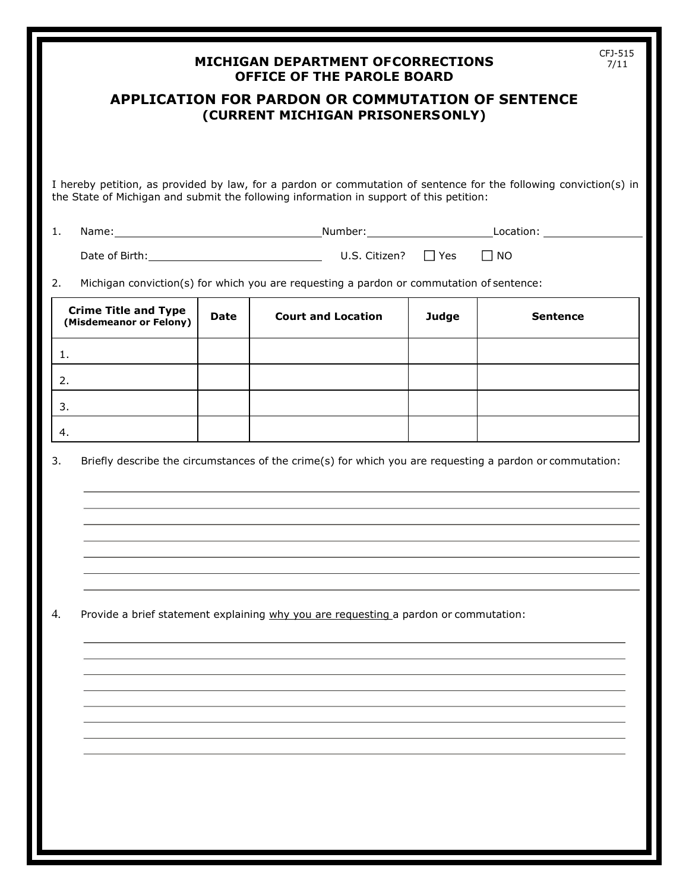CFJ-515
7/11

# MICHIGAN DEPARTMENT OFCORRECTIONS
## OFFICE OF THE PAROLE BOARD

## APPLICATION FOR PARDON OR COMMUTATION OF SENTENCE
### (CURRENT MICHIGAN PRISONERSONLY)

I hereby petition, as provided by law, for a pardon or commutation of sentence for the following conviction(s) in the State of Michigan and submit the following information in support of this petition:

1. Name:______________________________ Number:____________________ Location: ______________

   Date of Birth:__________________________ U.S. Citizen? ☐ Yes ☐ NO

2. Michigan conviction(s) for which you are requesting a pardon or commutation of sentence:

| Crime Title and Type (Misdemeanor or Felony) | Date | Court and Location | Judge | Sentence |
|---|---|---|---|---|
| 1. | | | | |
| 2. | | | | |
| 3. | | | | |
| 4. | | | | |

3. Briefly describe the circumstances of the crime(s) for which you are requesting a pardon or commutation:

_______________________________________________________________________________
_______________________________________________________________________________
_______________________________________________________________________________
_______________________________________________________________________________
_______________________________________________________________________________
_______________________________________________________________________________
_______________________________________________________________________________

4. Provide a brief statement explaining <u>why you are requesting</u> a pardon or commutation:

_______________________________________________________________________________
_______________________________________________________________________________
_______________________________________________________________________________
_______________________________________________________________________________
_______________________________________________________________________________
_______________________________________________________________________________
_______________________________________________________________________________
_______________________________________________________________________________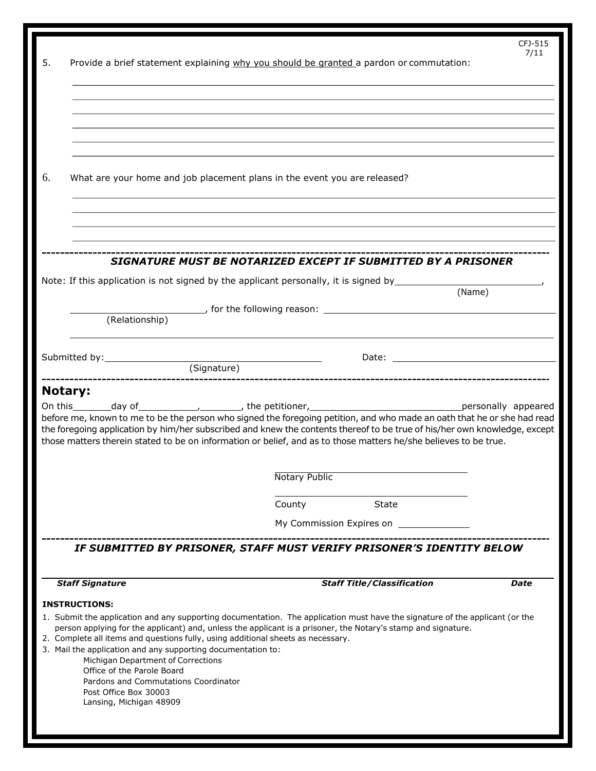5. Provide a brief statement explaining <u>why you should be granted</u> a pardon or commutation:

\_\_\_\_\_\_\_\_\_\_\_\_\_\_\_\_\_\_\_\_\_\_\_\_\_\_\_\_\_\_\_\_\_\_\_\_\_\_\_\_\_\_\_\_\_\_\_\_\_\_\_\_\_\_\_\_\_\_\_\_\_\_\_\_\_\_\_\_\_\_\_\_\_\_\_\_

\_\_\_\_\_\_\_\_\_\_\_\_\_\_\_\_\_\_\_\_\_\_\_\_\_\_\_\_\_\_\_\_\_\_\_\_\_\_\_\_\_\_\_\_\_\_\_\_\_\_\_\_\_\_\_\_\_\_\_\_\_\_\_\_\_\_\_\_\_\_\_\_\_\_\_\_

\_\_\_\_\_\_\_\_\_\_\_\_\_\_\_\_\_\_\_\_\_\_\_\_\_\_\_\_\_\_\_\_\_\_\_\_\_\_\_\_\_\_\_\_\_\_\_\_\_\_\_\_\_\_\_\_\_\_\_\_\_\_\_\_\_\_\_\_\_\_\_\_\_\_\_\_

\_\_\_\_\_\_\_\_\_\_\_\_\_\_\_\_\_\_\_\_\_\_\_\_\_\_\_\_\_\_\_\_\_\_\_\_\_\_\_\_\_\_\_\_\_\_\_\_\_\_\_\_\_\_\_\_\_\_\_\_\_\_\_\_\_\_\_\_\_\_\_\_\_\_\_\_

\_\_\_\_\_\_\_\_\_\_\_\_\_\_\_\_\_\_\_\_\_\_\_\_\_\_\_\_\_\_\_\_\_\_\_\_\_\_\_\_\_\_\_\_\_\_\_\_\_\_\_\_\_\_\_\_\_\_\_\_\_\_\_\_\_\_\_\_\_\_\_\_\_\_\_\_

\_\_\_\_\_\_\_\_\_\_\_\_\_\_\_\_\_\_\_\_\_\_\_\_\_\_\_\_\_\_\_\_\_\_\_\_\_\_\_\_\_\_\_\_\_\_\_\_\_\_\_\_\_\_\_\_\_\_\_\_\_\_\_\_\_\_\_\_\_\_\_\_\_\_\_\_

6. What are your home and job placement plans in the event you are released?

\_\_\_\_\_\_\_\_\_\_\_\_\_\_\_\_\_\_\_\_\_\_\_\_\_\_\_\_\_\_\_\_\_\_\_\_\_\_\_\_\_\_\_\_\_\_\_\_\_\_\_\_\_\_\_\_\_\_\_\_\_\_\_\_\_\_\_\_\_\_\_\_\_\_\_\_

\_\_\_\_\_\_\_\_\_\_\_\_\_\_\_\_\_\_\_\_\_\_\_\_\_\_\_\_\_\_\_\_\_\_\_\_\_\_\_\_\_\_\_\_\_\_\_\_\_\_\_\_\_\_\_\_\_\_\_\_\_\_\_\_\_\_\_\_\_\_\_\_\_\_\_\_

\_\_\_\_\_\_\_\_\_\_\_\_\_\_\_\_\_\_\_\_\_\_\_\_\_\_\_\_\_\_\_\_\_\_\_\_\_\_\_\_\_\_\_\_\_\_\_\_\_\_\_\_\_\_\_\_\_\_\_\_\_\_\_\_\_\_\_\_\_\_\_\_\_\_\_\_

\_\_\_\_\_\_\_\_\_\_\_\_\_\_\_\_\_\_\_\_\_\_\_\_\_\_\_\_\_\_\_\_\_\_\_\_\_\_\_\_\_\_\_\_\_\_\_\_\_\_\_\_\_\_\_\_\_\_\_\_\_\_\_\_\_\_\_\_\_\_\_\_\_\_\_\_

---

***SIGNATURE MUST BE NOTARIZED EXCEPT IF SUBMITTED BY A PRISONER***

Note: If this application is not signed by the applicant personally, it is signed by \_\_\_\_\_\_\_\_\_\_\_\_\_\_\_\_\_\_\_\_\_\_\_\_\_\_,
(Name)

\_\_\_\_\_\_\_\_\_\_\_\_\_\_\_\_\_\_\_\_\_\_\_\_, for the following reason: \_\_\_\_\_\_\_\_\_\_\_\_\_\_\_\_\_\_\_\_\_\_\_\_\_\_\_\_\_\_\_\_\_\_\_\_\_\_\_\_
(Relationship)

\_\_\_\_\_\_\_\_\_\_\_\_\_\_\_\_\_\_\_\_\_\_\_\_\_\_\_\_\_\_\_\_\_\_\_\_\_\_\_\_\_\_\_\_\_\_\_\_\_\_\_\_\_\_\_\_\_\_\_\_\_\_\_\_\_\_\_\_\_\_\_\_\_\_\_\_

Submitted by: \_\_\_\_\_\_\_\_\_\_\_\_\_\_\_\_\_\_\_\_\_\_\_\_\_\_\_\_\_\_\_\_\_\_\_\_\_\_\_ Date: \_\_\_\_\_\_\_\_\_\_\_\_\_\_\_\_\_\_\_\_\_\_\_\_\_\_\_\_\_\_
(Signature)

---

## Notary:

On this \_\_\_\_\_\_\_ day of \_\_\_\_\_\_\_\_\_\_\_, \_\_\_\_\_\_\_\_, the petitioner, \_\_\_\_\_\_\_\_\_\_\_\_\_\_\_\_\_\_\_\_\_\_\_\_\_\_\_\_\_ personally appeared before me, known to me to be the person who signed the foregoing petition, and who made an oath that he or she had read the foregoing application by him/her subscribed and knew the contents thereof to be true of his/her own knowledge, except those matters therein stated to be on information or belief, and as to those matters he/she believes to be true.

\_\_\_\_\_\_\_\_\_\_\_\_\_\_\_\_\_\_\_\_\_\_\_\_\_\_\_\_\_\_\_\_\_\_\_\_\_\_
Notary Public

\_\_\_\_\_\_\_\_\_\_\_\_\_\_\_\_\_\_\_\_\_\_\_\_\_\_\_\_\_\_\_\_\_\_\_\_\_\_
County State

My Commission Expires on \_\_\_\_\_\_\_\_\_\_\_\_\_

---

***IF SUBMITTED BY PRISONER, STAFF MUST VERIFY PRISONER'S IDENTITY BELOW***

\_\_\_\_\_\_\_\_\_\_\_\_\_\_\_\_\_\_\_\_\_\_\_\_\_\_\_\_\_\_\_\_\_\_\_\_\_\_\_\_\_\_\_\_\_\_\_\_\_\_\_\_\_\_\_\_\_\_\_\_\_\_\_\_\_\_\_\_\_\_\_\_\_\_\_\_

***Staff Signature*** ***Staff Title/Classification*** ***Date***

**INSTRUCTIONS:**

1. Submit the application and any supporting documentation. The application must have the signature of the applicant (or the person applying for the applicant) and, unless the applicant is a prisoner, the Notary's stamp and signature.
2. Complete all items and questions fully, using additional sheets as necessary.
3. Mail the application and any supporting documentation to:
   Michigan Department of Corrections
   Office of the Parole Board
   Pardons and Commutations Coordinator
   Post Office Box 30003
   Lansing, Michigan 48909